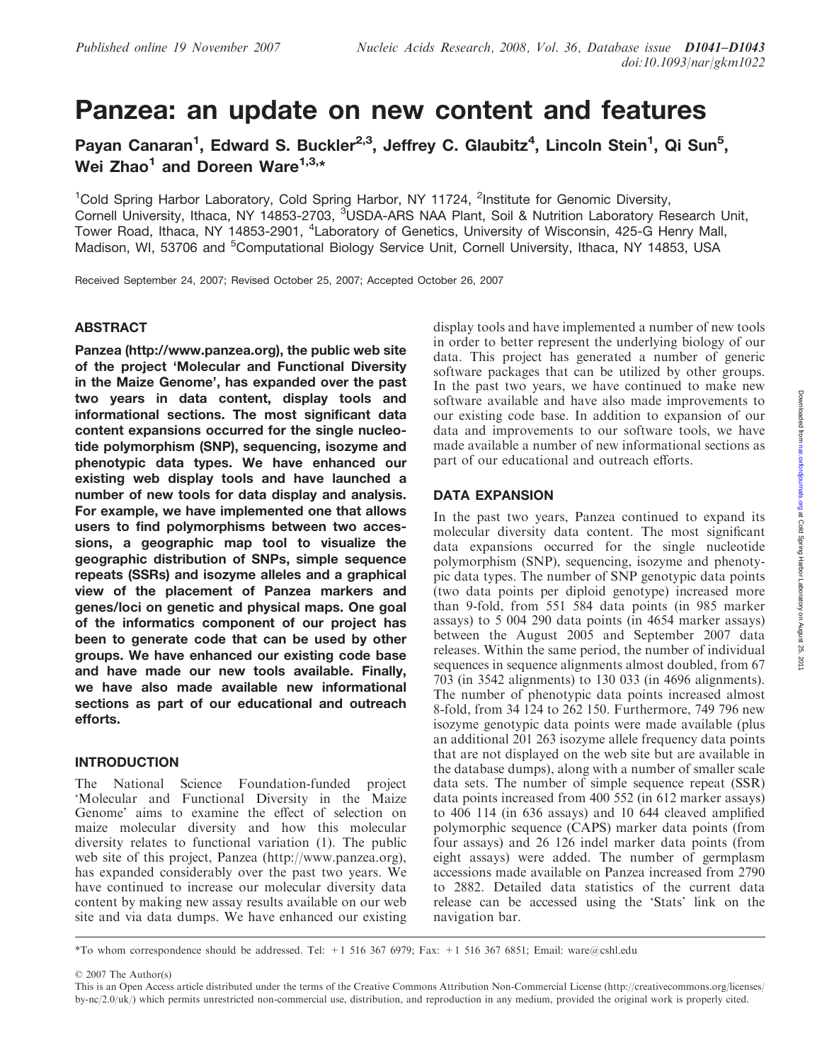# Panzea: an update on new content and features

Payan Canaran[1], Edward S. Buckler[2,3], Jeffrey C. Glaubitz[4], Lincoln Stein[1], Qi Sun[5], Wei Zhao[1] and Doreen Ware[1,3,*]

[1]Cold Spring Harbor Laboratory, Cold Spring Harbor, NY 11724, [2]Institute for Genomic Diversity, Cornell University, Ithaca, NY 14853-2703, [3]USDA-ARS NAA Plant, Soil & Nutrition Laboratory Research Unit, Tower Road, Ithaca, NY 14853-2901, [4]Laboratory of Genetics, University of Wisconsin, 425-G Henry Mall, Madison, WI, 53706 and [5]Computational Biology Service Unit, Cornell University, Ithaca, NY 14853, USA

Received September 24, 2007; Revised October 25, 2007; Accepted October 26, 2007

## ABSTRACT

**Panzea (http://www.panzea.org), the public web site of the project 'Molecular and Functional Diversity in the Maize Genome', has expanded over the past two years in data content, display tools and informational sections. The most significant data content expansions occurred for the single nucleotide polymorphism (SNP), sequencing, isozyme and phenotypic data types. We have enhanced our existing web display tools and have launched a number of new tools for data display and analysis. For example, we have implemented one that allows users to find polymorphisms between two accessions, a geographic map tool to visualize the geographic distribution of SNPs, simple sequence repeats (SSRs) and isozyme alleles and a graphical view of the placement of Panzea markers and genes/loci on genetic and physical maps. One goal of the informatics component of our project has been to generate code that can be used by other groups. We have enhanced our existing code base and have made our new tools available. Finally, we have also made available new informational sections as part of our educational and outreach efforts.**

## INTRODUCTION

The National Science Foundation-funded project 'Molecular and Functional Diversity in the Maize Genome' aims to examine the effect of selection on maize molecular diversity and how this molecular diversity relates to functional variation (1). The public web site of this project, Panzea (http://www.panzea.org), has expanded considerably over the past two years. We have continued to increase our molecular diversity data content by making new assay results available on our web site and via data dumps. We have enhanced our existing display tools and have implemented a number of new tools in order to better represent the underlying biology of our data. This project has generated a number of generic software packages that can be utilized by other groups. In the past two years, we have continued to make new software available and have also made improvements to our existing code base. In addition to expansion of our data and improvements to our software tools, we have made available a number of new informational sections as part of our educational and outreach efforts.

## DATA EXPANSION

In the past two years, Panzea continued to expand its molecular diversity data content. The most significant data expansions occurred for the single nucleotide polymorphism (SNP), sequencing, isozyme and phenotypic data types. The number of SNP genotypic data points (two data points per diploid genotype) increased more than 9-fold, from 551 584 data points (in 985 marker assays) to 5 004 290 data points (in 4654 marker assays) between the August 2005 and September 2007 data releases. Within the same period, the number of individual sequences in sequence alignments almost doubled, from 67 703 (in 3542 alignments) to 130 033 (in 4696 alignments). The number of phenotypic data points increased almost 8-fold, from 34 124 to 262 150. Furthermore, 749 796 new isozyme genotypic data points were made available (plus an additional 201 263 isozyme allele frequency data points that are not displayed on the web site but are available in the database dumps), along with a number of smaller scale data sets. The number of simple sequence repeat (SSR) data points increased from 400 552 (in 612 marker assays) to 406 114 (in 636 assays) and 10 644 cleaved amplified polymorphic sequence (CAPS) marker data points (from four assays) and 26 126 indel marker data points (from eight assays) were added. The number of germplasm accessions made available on Panzea increased from 2790 to 2882. Detailed data statistics of the current data release can be accessed using the 'Stats' link on the navigation bar.

*To whom correspondence should be addressed. Tel: +1 516 367 6979; Fax: +1 516 367 6851; Email: ware@cshl.edu

© 2007 The Author(s)

This is an Open Access article distributed under the terms of the Creative Commons Attribution Non-Commercial License (http://creativecommons.org/licenses/by-nc/2.0/uk/) which permits unrestricted non-commercial use, distribution, and reproduction in any medium, provided the original work is properly cited.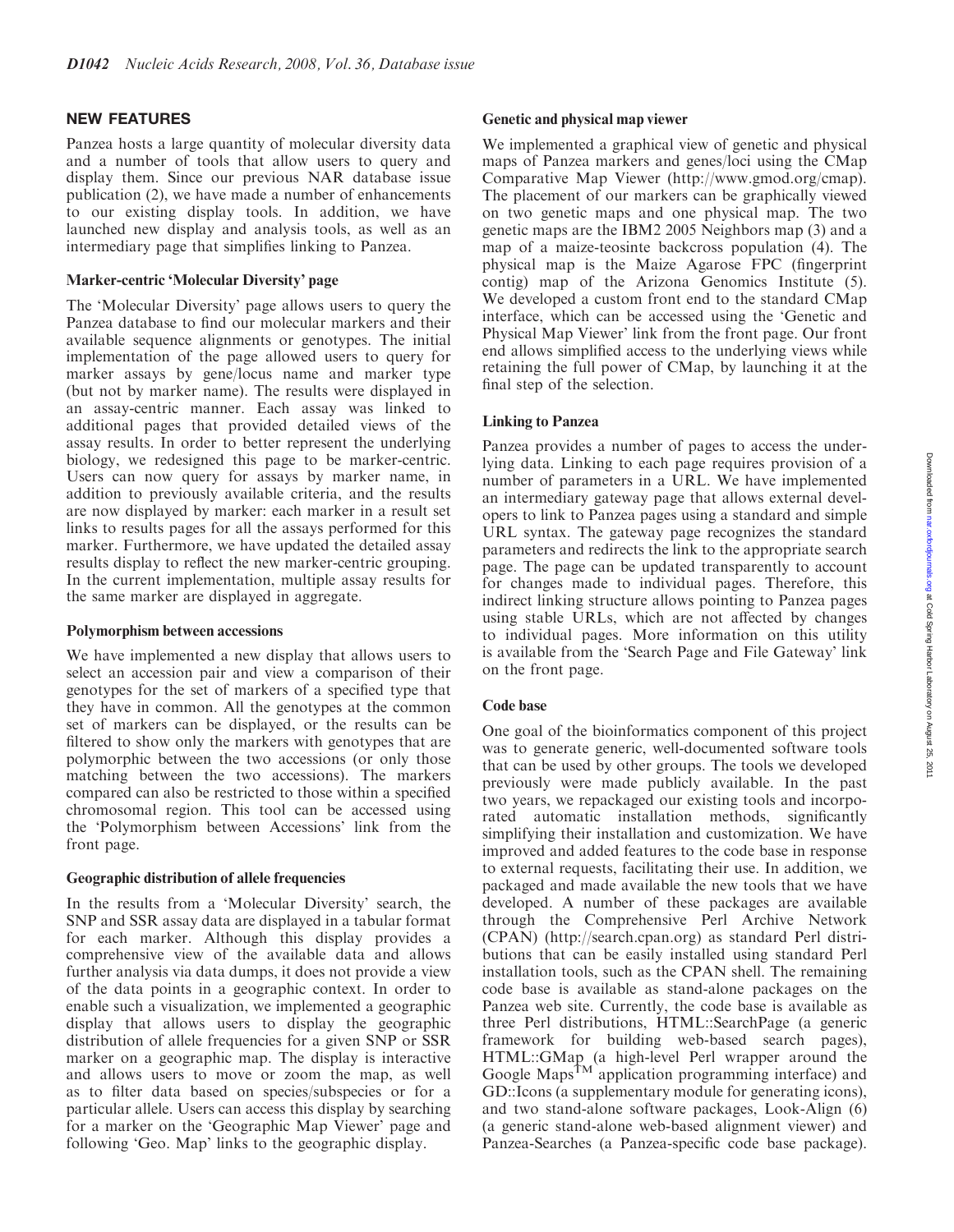## NEW FEATURES

Panzea hosts a large quantity of molecular diversity data and a number of tools that allow users to query and display them. Since our previous NAR database issue publication (2), we have made a number of enhancements to our existing display tools. In addition, we have launched new display and analysis tools, as well as an intermediary page that simplifies linking to Panzea.

### Marker-centric 'Molecular Diversity' page

The 'Molecular Diversity' page allows users to query the Panzea database to find our molecular markers and their available sequence alignments or genotypes. The initial implementation of the page allowed users to query for marker assays by gene/locus name and marker type (but not by marker name). The results were displayed in an assay-centric manner. Each assay was linked to additional pages that provided detailed views of the assay results. In order to better represent the underlying biology, we redesigned this page to be marker-centric. Users can now query for assays by marker name, in addition to previously available criteria, and the results are now displayed by marker: each marker in a result set links to results pages for all the assays performed for this marker. Furthermore, we have updated the detailed assay results display to reflect the new marker-centric grouping. In the current implementation, multiple assay results for the same marker are displayed in aggregate.

### Polymorphism between accessions

We have implemented a new display that allows users to select an accession pair and view a comparison of their genotypes for the set of markers of a specified type that they have in common. All the genotypes at the common set of markers can be displayed, or the results can be filtered to show only the markers with genotypes that are polymorphic between the two accessions (or only those matching between the two accessions). The markers compared can also be restricted to those within a specified chromosomal region. This tool can be accessed using the 'Polymorphism between Accessions' link from the front page.

### Geographic distribution of allele frequencies

In the results from a 'Molecular Diversity' search, the SNP and SSR assay data are displayed in a tabular format for each marker. Although this display provides a comprehensive view of the available data and allows further analysis via data dumps, it does not provide a view of the data points in a geographic context. In order to enable such a visualization, we implemented a geographic display that allows users to display the geographic distribution of allele frequencies for a given SNP or SSR marker on a geographic map. The display is interactive and allows users to move or zoom the map, as well as to filter data based on species/subspecies or for a particular allele. Users can access this display by searching for a marker on the 'Geographic Map Viewer' page and following 'Geo. Map' links to the geographic display.

### Genetic and physical map viewer

We implemented a graphical view of genetic and physical maps of Panzea markers and genes/loci using the CMap Comparative Map Viewer (http://www.gmod.org/cmap). The placement of our markers can be graphically viewed on two genetic maps and one physical map. The two genetic maps are the IBM2 2005 Neighbors map (3) and a map of a maize-teosinte backcross population (4). The physical map is the Maize Agarose FPC (fingerprint contig) map of the Arizona Genomics Institute (5). We developed a custom front end to the standard CMap interface, which can be accessed using the 'Genetic and Physical Map Viewer' link from the front page. Our front end allows simplified access to the underlying views while retaining the full power of CMap, by launching it at the final step of the selection.

### Linking to Panzea

Panzea provides a number of pages to access the underlying data. Linking to each page requires provision of a number of parameters in a URL. We have implemented an intermediary gateway page that allows external developers to link to Panzea pages using a standard and simple URL syntax. The gateway page recognizes the standard parameters and redirects the link to the appropriate search page. The page can be updated transparently to account for changes made to individual pages. Therefore, this indirect linking structure allows pointing to Panzea pages using stable URLs, which are not affected by changes to individual pages. More information on this utility is available from the 'Search Page and File Gateway' link on the front page.

### Code base

One goal of the bioinformatics component of this project was to generate generic, well-documented software tools that can be used by other groups. The tools we developed previously were made publicly available. In the past two years, we repackaged our existing tools and incorporated automatic installation methods, significantly simplifying their installation and customization. We have improved and added features to the code base in response to external requests, facilitating their use. In addition, we packaged and made available the new tools that we have developed. A number of these packages are available through the Comprehensive Perl Archive Network (CPAN) (http://search.cpan.org) as standard Perl distributions that can be easily installed using standard Perl installation tools, such as the CPAN shell. The remaining code base is available as stand-alone packages on the Panzea web site. Currently, the code base is available as three Perl distributions, HTML::SearchPage (a generic framework for building web-based search pages), HTML::GMap (a high-level Perl wrapper around the Google Maps™ application programming interface) and GD::Icons (a supplementary module for generating icons), and two stand-alone software packages, Look-Align (6) (a generic stand-alone web-based alignment viewer) and Panzea-Searches (a Panzea-specific code base package).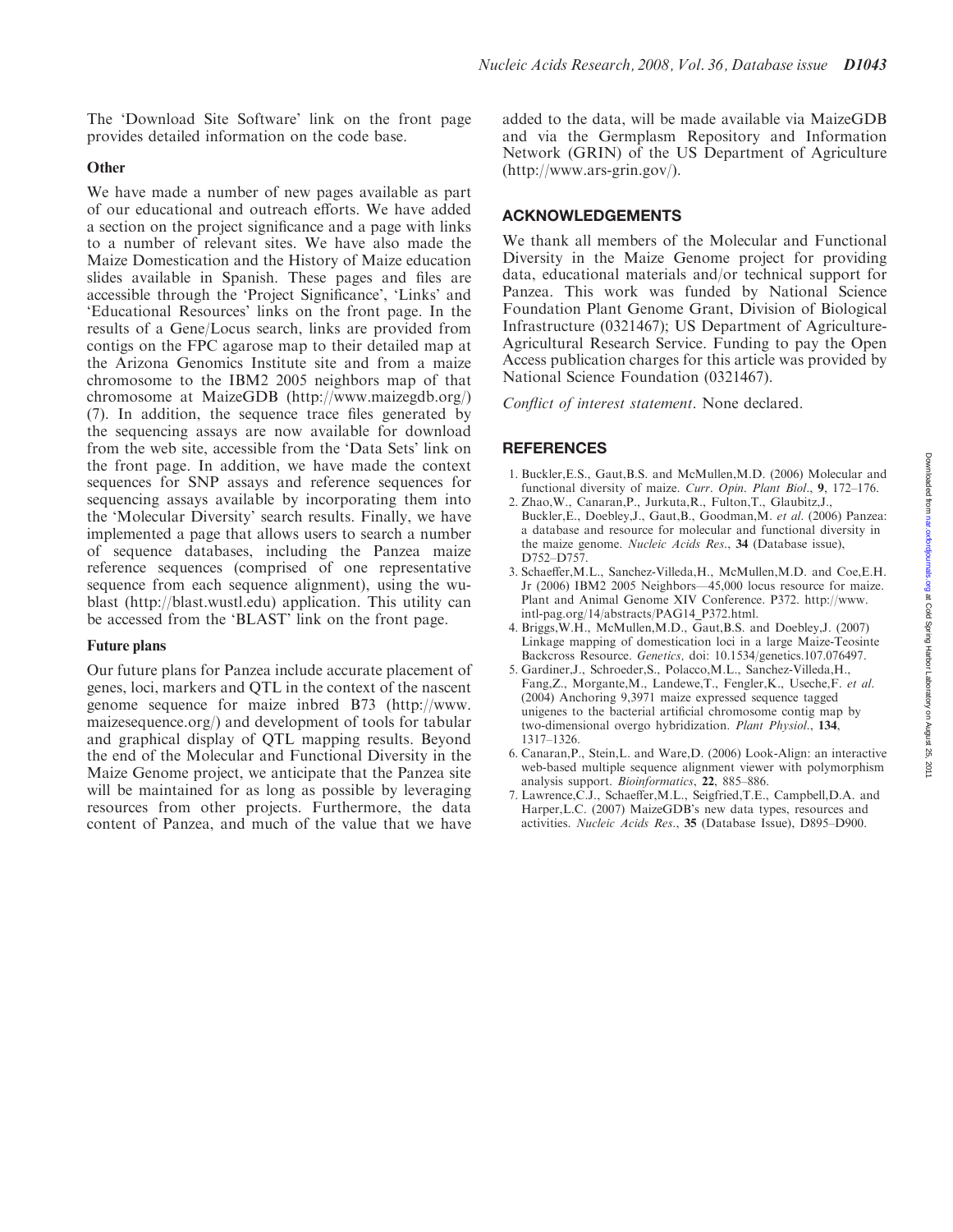The 'Download Site Software' link on the front page provides detailed information on the code base.

### Other

We have made a number of new pages available as part of our educational and outreach efforts. We have added a section on the project significance and a page with links to a number of relevant sites. We have also made the Maize Domestication and the History of Maize education slides available in Spanish. These pages and files are accessible through the 'Project Significance', 'Links' and 'Educational Resources' links on the front page. In the results of a Gene/Locus search, links are provided from contigs on the FPC agarose map to their detailed map at the Arizona Genomics Institute site and from a maize chromosome to the IBM2 2005 neighbors map of that chromosome at MaizeGDB (http://www.maizegdb.org/) (7). In addition, the sequence trace files generated by the sequencing assays are now available for download from the web site, accessible from the 'Data Sets' link on the front page. In addition, we have made the context sequences for SNP assays and reference sequences for sequencing assays available by incorporating them into the 'Molecular Diversity' search results. Finally, we have implemented a page that allows users to search a number of sequence databases, including the Panzea maize reference sequences (comprised of one representative sequence from each sequence alignment), using the wu-blast (http://blast.wustl.edu) application. This utility can be accessed from the 'BLAST' link on the front page.

### Future plans

Our future plans for Panzea include accurate placement of genes, loci, markers and QTL in the context of the nascent genome sequence for maize inbred B73 (http://www.maizesequence.org/) and development of tools for tabular and graphical display of QTL mapping results. Beyond the end of the Molecular and Functional Diversity in the Maize Genome project, we anticipate that the Panzea site will be maintained for as long as possible by leveraging resources from other projects. Furthermore, the data content of Panzea, and much of the value that we have added to the data, will be made available via MaizeGDB and via the Germplasm Repository and Information Network (GRIN) of the US Department of Agriculture (http://www.ars-grin.gov/).

## ACKNOWLEDGEMENTS

We thank all members of the Molecular and Functional Diversity in the Maize Genome project for providing data, educational materials and/or technical support for Panzea. This work was funded by National Science Foundation Plant Genome Grant, Division of Biological Infrastructure (0321467); US Department of Agriculture-Agricultural Research Service. Funding to pay the Open Access publication charges for this article was provided by National Science Foundation (0321467).

*Conflict of interest statement*. None declared.

## REFERENCES

1. Buckler,E.S., Gaut,B.S. and McMullen,M.D. (2006) Molecular and functional diversity of maize. *Curr. Opin. Plant Biol.*, **9**, 172–176.
2. Zhao,W., Canaran,P., Jurkuta,R., Fulton,T., Glaubitz,J., Buckler,E., Doebley,J., Gaut,B., Goodman,M. *et al.* (2006) Panzea: a database and resource for molecular and functional diversity in the maize genome. *Nucleic Acids Res.*, **34** (Database issue), D752–D757.
3. Schaeffer,M.L., Sanchez-Villeda,H., McMullen,M.D. and Coe,E.H. Jr (2006) IBM2 2005 Neighbors—45,000 locus resource for maize. Plant and Animal Genome XIV Conference. P372. http://www.intl-pag.org/14/abstracts/PAG14_P372.html.
4. Briggs,W.H., McMullen,M.D., Gaut,B.S. and Doebley,J. (2007) Linkage mapping of domestication loci in a large Maize-Teosinte Backcross Resource. *Genetics,* doi: 10.1534/genetics.107.076497.
5. Gardiner,J., Schroeder,S., Polacco,M.L., Sanchez-Villeda,H., Fang,Z., Morgante,M., Landewe,T., Fengler,K., Useche,F. *et al.* (2004) Anchoring 9,3971 maize expressed sequence tagged unigenes to the bacterial artificial chromosome contig map by two-dimensional overgo hybridization. *Plant Physiol.*, **134**, 1317–1326.
6. Canaran,P., Stein,L. and Ware,D. (2006) Look-Align: an interactive web-based multiple sequence alignment viewer with polymorphism analysis support. *Bioinformatics*, **22**, 885–886.
7. Lawrence,C.J., Schaeffer,M.L., Seigfried,T.E., Campbell,D.A. and Harper,L.C. (2007) MaizeGDB's new data types, resources and activities. *Nucleic Acids Res.*, **35** (Database Issue), D895–D900.